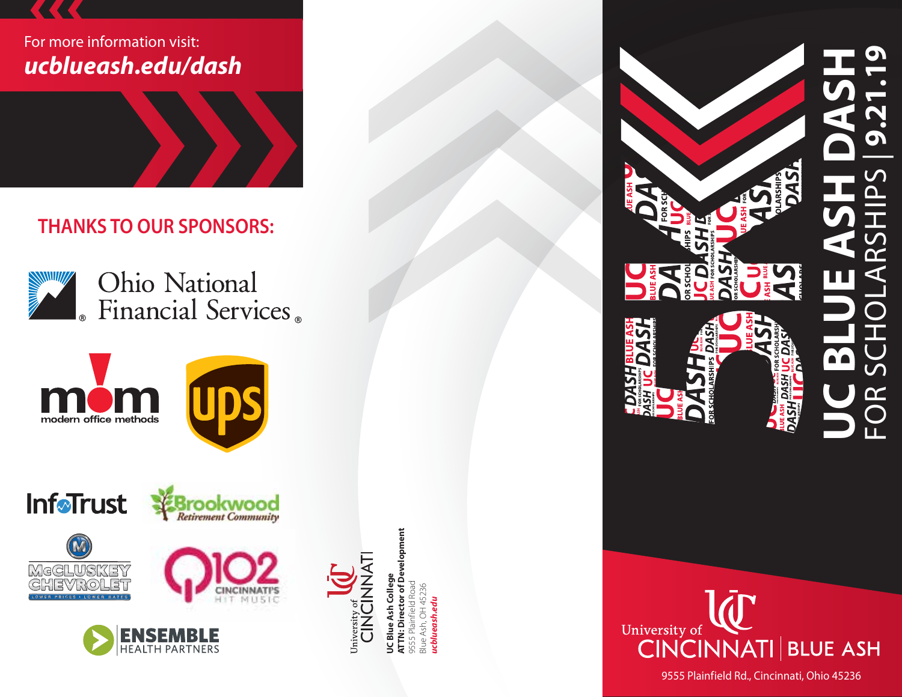For more information visit:
***ucblueash.edu/dash***

## THANKS TO OUR SPONSORS:

Ohio National Financial Services

mom modern office methods

ups

InfoTrust

Brookwood Retirement Community

McCLUSKEY CHEVROLET
LOWER PRICES • LOWER RATES

Q102 CINCINNATI'S HIT MUSIC

ENSEMBLE HEALTH PARTNERS

University of CINCINNATI

**UC Blue Ash College**
**ATTN: Director of Development**
9555 Plainfield Road
Blue Ash, OH 45236
***ucblueash.edu***

# 5K UC BLUE ASH DASH
## FOR SCHOLARSHIPS | 9.21.19

University of CINCINNATI | BLUE ASH

9555 Plainfield Rd., Cincinnati, Ohio 45236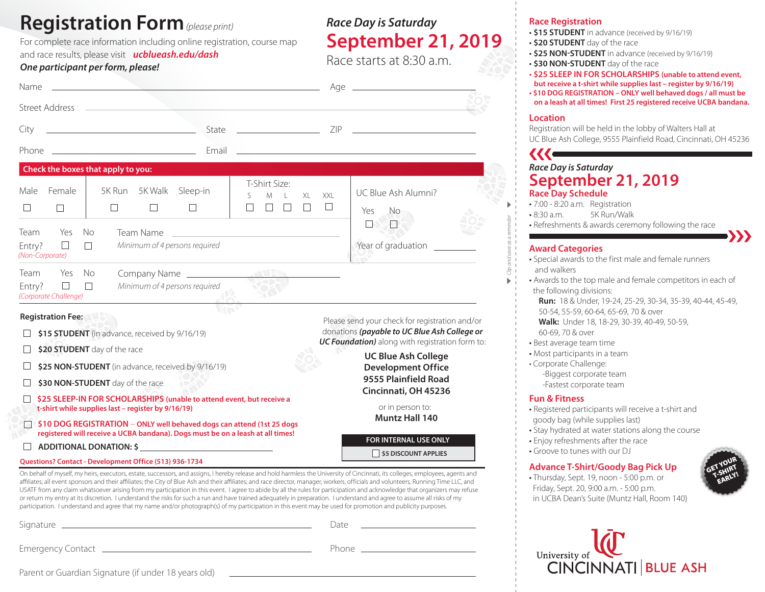# Registration Form *(please print)*

For complete race information including online registration, course map and race results, please visit ***ucblueash.edu/dash***

***One participant per form, please!***

*Race Day is Saturday*

## September 21, 2019

Race starts at 8:30 a.m.

Name \_\_\_\_\_\_\_\_\_\_\_\_\_\_\_\_\_\_\_\_\_\_\_\_ Age \_\_\_\_\_\_\_\_

Street Address \_\_\_\_\_\_\_\_\_\_\_\_\_\_\_\_\_\_\_\_\_\_\_\_

City \_\_\_\_\_\_\_\_\_\_\_\_ State \_\_\_\_\_\_\_\_ ZIP \_\_\_\_\_\_\_\_

Phone \_\_\_\_\_\_\_\_\_\_\_\_ Email \_\_\_\_\_\_\_\_\_\_\_\_

**Check the boxes that apply to you:**

Male ☐ Female ☐

5K Run ☐ 5K Walk ☐ Sleep-in ☐

T-Shirt Size: S ☐ M ☐ L ☐ XL ☐ XXL ☐

UC Blue Ash Alumni? Yes ☐ No ☐

Year of graduation \_\_\_\_\_\_\_\_

Team Entry? *(Non-Corporate)* Yes ☐ No ☐ Team Name \_\_\_\_\_\_\_\_\_\_\_\_ *Minimum of 4 persons required*

Team Entry? *(Corporate Challenge)* Yes ☐ No ☐ Company Name \_\_\_\_\_\_\_\_\_\_\_\_ *Minimum of 4 persons required*

**Registration Fee:**

- ☐ **$15 STUDENT** (in advance, received by 9/16/19)
- ☐ **$20 STUDENT** day of the race
- ☐ **$25 NON-STUDENT** (in advance, received by 9/16/19)
- ☐ **$30 NON-STUDENT** day of the race
- ☐ **$25 SLEEP-IN FOR SCHOLARSHIPS (unable to attend event, but receive a t-shirt while supplies last – register by 9/16/19)**
- ☐ **$10 DOG REGISTRATION – ONLY well behaved dogs can attend (1st 25 dogs registered will receive a UCBA bandana). Dogs must be on a leash at all times!**
- ☐ **ADDITIONAL DONATION: $** \_\_\_\_\_\_\_\_

Please send your check for registration and/or donations ***(payable to UC Blue Ash College or UC Foundation)*** along with registration form to:

**UC Blue Ash College**
**Development Office**
**9555 Plainfield Road**
**Cincinnati, OH 45236**

or in person to:
**Muntz Hall 140**

**FOR INTERNAL USE ONLY**
☐ **$5 DISCOUNT APPLIES**

**Questions? Contact - Development Office (513) 936-1734**

On behalf of myself, my heirs, executors, estate, successors, and assigns, I hereby release and hold harmless the University of Cincinnati, its colleges, employees, agents and affiliates; all event sponsors and their affiliates; the City of Blue Ash and their affiliates; and race director, manager, workers, officials and volunteers, Running Time LLC, and USATF from any claim whatsoever arising from my participation in this event. I agree to abide by all the rules for participation and acknowledge that organizers may refuse or return my entry at its discretion. I understand the risks for such a run and have trained adequately in preparation. I understand and agree to assume all risks of my participation. I understand and agree that my name and/or photograph(s) of my participation in this event may be used for promotion and publicity purposes.

Signature \_\_\_\_\_\_\_\_\_\_\_\_\_\_\_\_\_\_\_\_\_\_\_\_ Date \_\_\_\_\_\_\_\_

Emergency Contact \_\_\_\_\_\_\_\_\_\_\_\_\_\_\_\_\_\_\_\_ Phone \_\_\_\_\_\_\_\_

Parent or Guardian Signature (if under 18 years old) \_\_\_\_\_\_\_\_\_\_\_\_\_\_\_\_\_\_\_\_

*Clip and save as a reminder*

## Race Registration

- **$15 STUDENT** in advance (received by 9/16/19)
- **$20 STUDENT** day of the race
- **$25 NON-STUDENT** in advance (received by 9/16/19)
- **$30 NON-STUDENT** day of the race
- **$25 SLEEP IN FOR SCHOLARSHIPS (unable to attend event, but receive a t-shirt while supplies last – register by 9/16/19)**
- **$10 DOG REGISTRATION – ONLY well behaved dogs / all must be on a leash at all times! First 25 registered receive UCBA bandana.**

## Location

Registration will be held in the lobby of Walters Hall at UC Blue Ash College, 9555 Plainfield Road, Cincinnati, OH 45236

*Race Day is Saturday*

## September 21, 2019

## Race Day Schedule

- 7:00 - 8:20 a.m. Registration
- 8:30 a.m. 5K Run/Walk
- Refreshments & awards ceremony following the race

## Award Categories

- Special awards to the first male and female runners and walkers
- Awards to the top male and female competitors in each of the following divisions:
  - **Run:** 18 & Under, 19-24, 25-29, 30-34, 35-39, 40-44, 45-49, 50-54, 55-59, 60-64, 65-69, 70 & over
  - **Walk:** Under 18, 18-29, 30-39, 40-49, 50-59, 60-69, 70 & over
- Best average team time
- Most participants in a team
- Corporate Challenge:
  - -Biggest corporate team
  - -Fastest corporate team

## Fun & Fitness

- Registered participants will receive a t-shirt and goody bag (while supplies last)
- Stay hydrated at water stations along the course
- Enjoy refreshments after the race
- Groove to tunes with our DJ

## Advance T-Shirt/Goody Bag Pick Up

- Thursday, Sept. 19, noon - 5:00 p.m. or Friday, Sept. 20, 9:00 a.m. - 5:00 p.m. in UCBA Dean's Suite (Muntz Hall, Room 140)

GET YOUR T-SHIRT EARLY!

University of CINCINNATI | BLUE ASH